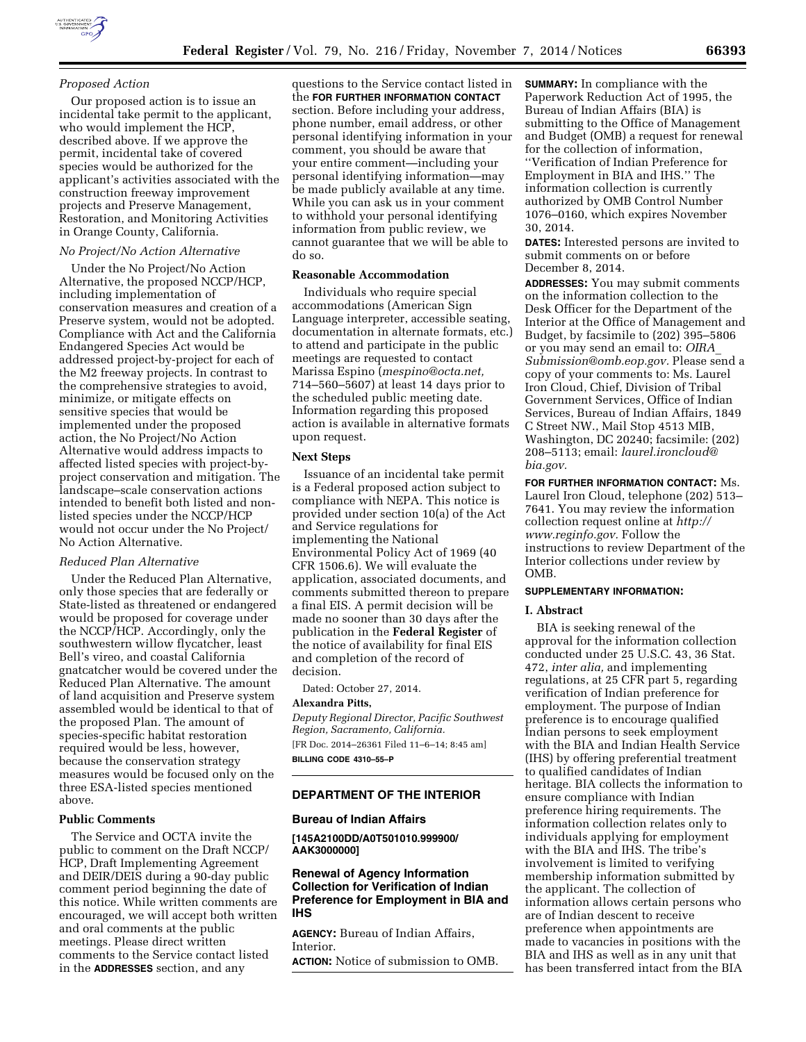*Proposed Action*

Our proposed action is to issue an incidental take permit to the applicant, who would implement the HCP, described above. If we approve the permit, incidental take of covered species would be authorized for the applicant's activities associated with the construction freeway improvement projects and Preserve Management, Restoration, and Monitoring Activities in Orange County, California.

*No Project/No Action Alternative*

Under the No Project/No Action Alternative, the proposed NCCP/HCP, including implementation of conservation measures and creation of a Preserve system, would not be adopted. Compliance with Act and the California Endangered Species Act would be addressed project-by-project for each of the M2 freeway projects. In contrast to the comprehensive strategies to avoid, minimize, or mitigate effects on sensitive species that would be implemented under the proposed action, the No Project/No Action Alternative would address impacts to affected listed species with project-by-project conservation and mitigation. The landscape–scale conservation actions intended to benefit both listed and non-listed species under the NCCP/HCP would not occur under the No Project/No Action Alternative.

*Reduced Plan Alternative*

Under the Reduced Plan Alternative, only those species that are federally or State-listed as threatened or endangered would be proposed for coverage under the NCCP/HCP. Accordingly, only the southwestern willow flycatcher, least Bell's vireo, and coastal California gnatcatcher would be covered under the Reduced Plan Alternative. The amount of land acquisition and Preserve system assembled would be identical to that of the proposed Plan. The amount of species-specific habitat restoration required would be less, however, because the conservation strategy measures would be focused only on the three ESA-listed species mentioned above.

## Public Comments

The Service and OCTA invite the public to comment on the Draft NCCP/HCP, Draft Implementing Agreement and DEIR/DEIS during a 90-day public comment period beginning the date of this notice. While written comments are encouraged, we will accept both written and oral comments at the public meetings. Please direct written comments to the Service contact listed in the **ADDRESSES** section, and any questions to the Service contact listed in the **FOR FURTHER INFORMATION CONTACT** section. Before including your address, phone number, email address, or other personal identifying information in your comment, you should be aware that your entire comment—including your personal identifying information—may be made publicly available at any time. While you can ask us in your comment to withhold your personal identifying information from public review, we cannot guarantee that we will be able to do so.

## Reasonable Accommodation

Individuals who require special accommodations (American Sign Language interpreter, accessible seating, documentation in alternate formats, etc.) to attend and participate in the public meetings are requested to contact Marissa Espino (*mespino@octa.net,* 714–560–5607) at least 14 days prior to the scheduled public meeting date. Information regarding this proposed action is available in alternative formats upon request.

## Next Steps

Issuance of an incidental take permit is a Federal proposed action subject to compliance with NEPA. This notice is provided under section 10(a) of the Act and Service regulations for implementing the National Environmental Policy Act of 1969 (40 CFR 1506.6). We will evaluate the application, associated documents, and comments submitted thereon to prepare a final EIS. A permit decision will be made no sooner than 30 days after the publication in the **Federal Register** of the notice of availability for final EIS and completion of the record of decision.

Dated: October 27, 2014.

**Alexandra Pitts,**

*Deputy Regional Director, Pacific Southwest Region, Sacramento, California.*

[FR Doc. 2014–26361 Filed 11–6–14; 8:45 am]

**BILLING CODE 4310–55–P**

## DEPARTMENT OF THE INTERIOR

### Bureau of Indian Affairs

**[145A2100DD/A0T501010.999900/AAK3000000]**

### Renewal of Agency Information Collection for Verification of Indian Preference for Employment in BIA and IHS

**AGENCY:** Bureau of Indian Affairs, Interior.

**ACTION:** Notice of submission to OMB.

**SUMMARY:** In compliance with the Paperwork Reduction Act of 1995, the Bureau of Indian Affairs (BIA) is submitting to the Office of Management and Budget (OMB) a request for renewal for the collection of information, ''Verification of Indian Preference for Employment in BIA and IHS.'' The information collection is currently authorized by OMB Control Number 1076–0160, which expires November 30, 2014.

**DATES:** Interested persons are invited to submit comments on or before December 8, 2014.

**ADDRESSES:** You may submit comments on the information collection to the Desk Officer for the Department of the Interior at the Office of Management and Budget, by facsimile to (202) 395–5806 or you may send an email to: *OIRA_Submission@omb.eop.gov.* Please send a copy of your comments to: Ms. Laurel Iron Cloud, Chief, Division of Tribal Government Services, Office of Indian Services, Bureau of Indian Affairs, 1849 C Street NW., Mail Stop 4513 MIB, Washington, DC 20240; facsimile: (202) 208–5113; email: *laurel.ironcloud@bia.gov.*

**FOR FURTHER INFORMATION CONTACT:** Ms. Laurel Iron Cloud, telephone (202) 513–7641. You may review the information collection request online at *http://www.reginfo.gov.* Follow the instructions to review Department of the Interior collections under review by OMB.

**SUPPLEMENTARY INFORMATION:**

**I. Abstract**

BIA is seeking renewal of the approval for the information collection conducted under 25 U.S.C. 43, 36 Stat. 472, *inter alia,* and implementing regulations, at 25 CFR part 5, regarding verification of Indian preference for employment. The purpose of Indian preference is to encourage qualified Indian persons to seek employment with the BIA and Indian Health Service (IHS) by offering preferential treatment to qualified candidates of Indian heritage. BIA collects the information to ensure compliance with Indian preference hiring requirements. The information collection relates only to individuals applying for employment with the BIA and IHS. The tribe's involvement is limited to verifying membership information submitted by the applicant. The collection of information allows certain persons who are of Indian descent to receive preference when appointments are made to vacancies in positions with the BIA and IHS as well as in any unit that has been transferred intact from the BIA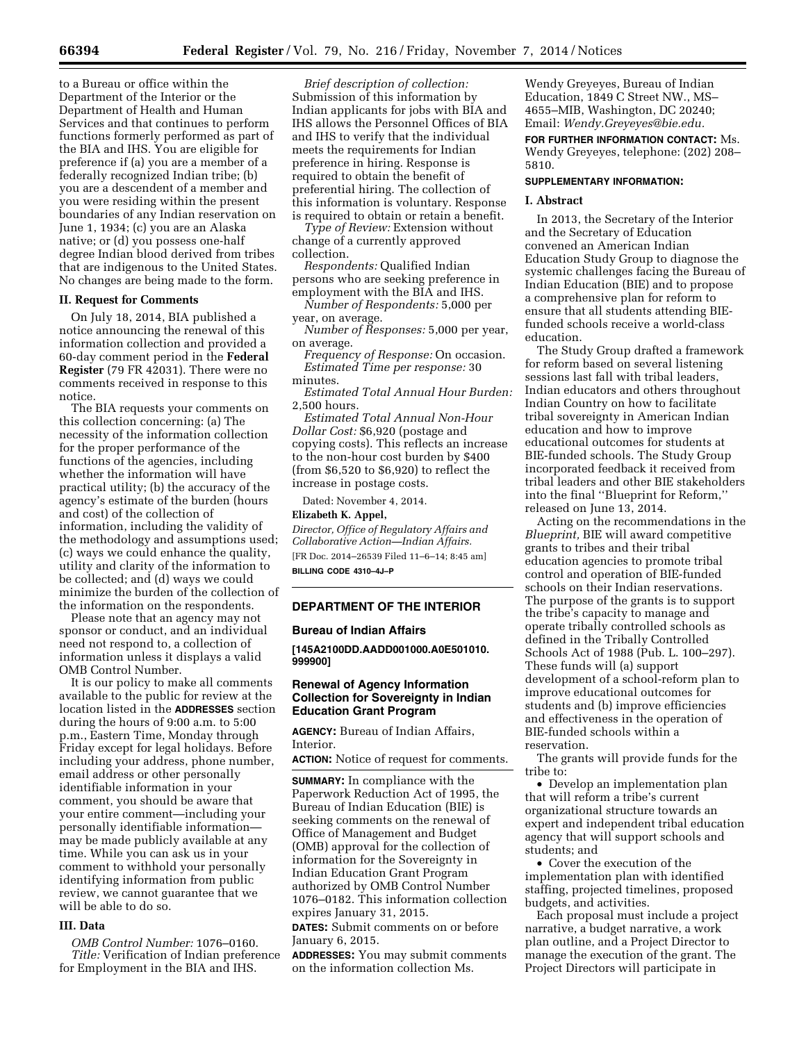to a Bureau or office within the Department of the Interior or the Department of Health and Human Services and that continues to perform functions formerly performed as part of the BIA and IHS. You are eligible for preference if (a) you are a member of a federally recognized Indian tribe; (b) you are a descendent of a member and you were residing within the present boundaries of any Indian reservation on June 1, 1934; (c) you are an Alaska native; or (d) you possess one-half degree Indian blood derived from tribes that are indigenous to the United States. No changes are being made to the form.

### II. Request for Comments

On July 18, 2014, BIA published a notice announcing the renewal of this information collection and provided a 60-day comment period in the **Federal Register** (79 FR 42031). There were no comments received in response to this notice.

The BIA requests your comments on this collection concerning: (a) The necessity of the information collection for the proper performance of the functions of the agencies, including whether the information will have practical utility; (b) the accuracy of the agency's estimate of the burden (hours and cost) of the collection of information, including the validity of the methodology and assumptions used; (c) ways we could enhance the quality, utility and clarity of the information to be collected; and (d) ways we could minimize the burden of the collection of the information on the respondents.

Please note that an agency may not sponsor or conduct, and an individual need not respond to, a collection of information unless it displays a valid OMB Control Number.

It is our policy to make all comments available to the public for review at the location listed in the **ADDRESSES** section during the hours of 9:00 a.m. to 5:00 p.m., Eastern Time, Monday through Friday except for legal holidays. Before including your address, phone number, email address or other personally identifiable information in your comment, you should be aware that your entire comment—including your personally identifiable information—may be made publicly available at any time. While you can ask us in your comment to withhold your personally identifying information from public review, we cannot guarantee that we will be able to do so.

### III. Data

*OMB Control Number:* 1076–0160.

*Title:* Verification of Indian preference for Employment in the BIA and IHS.

*Brief description of collection:* Submission of this information by Indian applicants for jobs with BIA and IHS allows the Personnel Offices of BIA and IHS to verify that the individual meets the requirements for Indian preference in hiring. Response is required to obtain the benefit of preferential hiring. The collection of this information is voluntary. Response is required to obtain or retain a benefit.

*Type of Review:* Extension without change of a currently approved collection.

*Respondents:* Qualified Indian persons who are seeking preference in employment with the BIA and IHS.

*Number of Respondents:* 5,000 per year, on average.

*Number of Responses:* 5,000 per year, on average.

*Frequency of Response:* On occasion.

*Estimated Time per response:* 30 minutes.

*Estimated Total Annual Hour Burden:* 2,500 hours.

*Estimated Total Annual Non-Hour Dollar Cost:* $6,920 (postage and copying costs). This reflects an increase to the non-hour cost burden by $400 (from $6,520 to $6,920) to reflect the increase in postage costs.

Dated: November 4, 2014.

**Elizabeth K. Appel,**

*Director, Office of Regulatory Affairs and Collaborative Action—Indian Affairs.*

[FR Doc. 2014–26539 Filed 11–6–14; 8:45 am]

**BILLING CODE 4310–4J–P**

---

## DEPARTMENT OF THE INTERIOR

### Bureau of Indian Affairs

**[145A2100DD.AADD001000.A0E501010.999900]**

### Renewal of Agency Information Collection for Sovereignty in Indian Education Grant Program

**AGENCY:** Bureau of Indian Affairs, Interior.

**ACTION:** Notice of request for comments.

**SUMMARY:** In compliance with the Paperwork Reduction Act of 1995, the Bureau of Indian Education (BIE) is seeking comments on the renewal of Office of Management and Budget (OMB) approval for the collection of information for the Sovereignty in Indian Education Grant Program authorized by OMB Control Number 1076–0182. This information collection expires January 31, 2015.

**DATES:** Submit comments on or before January 6, 2015.

**ADDRESSES:** You may submit comments on the information collection Ms. Wendy Greyeyes, Bureau of Indian Education, 1849 C Street NW., MS–4655–MIB, Washington, DC 20240; Email: *Wendy.Greyeyes@bie.edu.*

**FOR FURTHER INFORMATION CONTACT:** Ms. Wendy Greyeyes, telephone: (202) 208–5810.

**SUPPLEMENTARY INFORMATION:**

### I. Abstract

In 2013, the Secretary of the Interior and the Secretary of Education convened an American Indian Education Study Group to diagnose the systemic challenges facing the Bureau of Indian Education (BIE) and to propose a comprehensive plan for reform to ensure that all students attending BIE-funded schools receive a world-class education.

The Study Group drafted a framework for reform based on several listening sessions last fall with tribal leaders, Indian educators and others throughout Indian Country on how to facilitate tribal sovereignty in American Indian education and how to improve educational outcomes for students at BIE-funded schools. The Study Group incorporated feedback it received from tribal leaders and other BIE stakeholders into the final ''Blueprint for Reform,'' released on June 13, 2014.

Acting on the recommendations in the *Blueprint,* BIE will award competitive grants to tribes and their tribal education agencies to promote tribal control and operation of BIE-funded schools on their Indian reservations. The purpose of the grants is to support the tribe's capacity to manage and operate tribally controlled schools as defined in the Tribally Controlled Schools Act of 1988 (Pub. L. 100–297). These funds will (a) support development of a school-reform plan to improve educational outcomes for students and (b) improve efficiencies and effectiveness in the operation of BIE-funded schools within a reservation.

The grants will provide funds for the tribe to:

- Develop an implementation plan that will reform a tribe's current organizational structure towards an expert and independent tribal education agency that will support schools and students; and
- Cover the execution of the implementation plan with identified staffing, projected timelines, proposed budgets, and activities.

Each proposal must include a project narrative, a budget narrative, a work plan outline, and a Project Director to manage the execution of the grant. The Project Directors will participate in